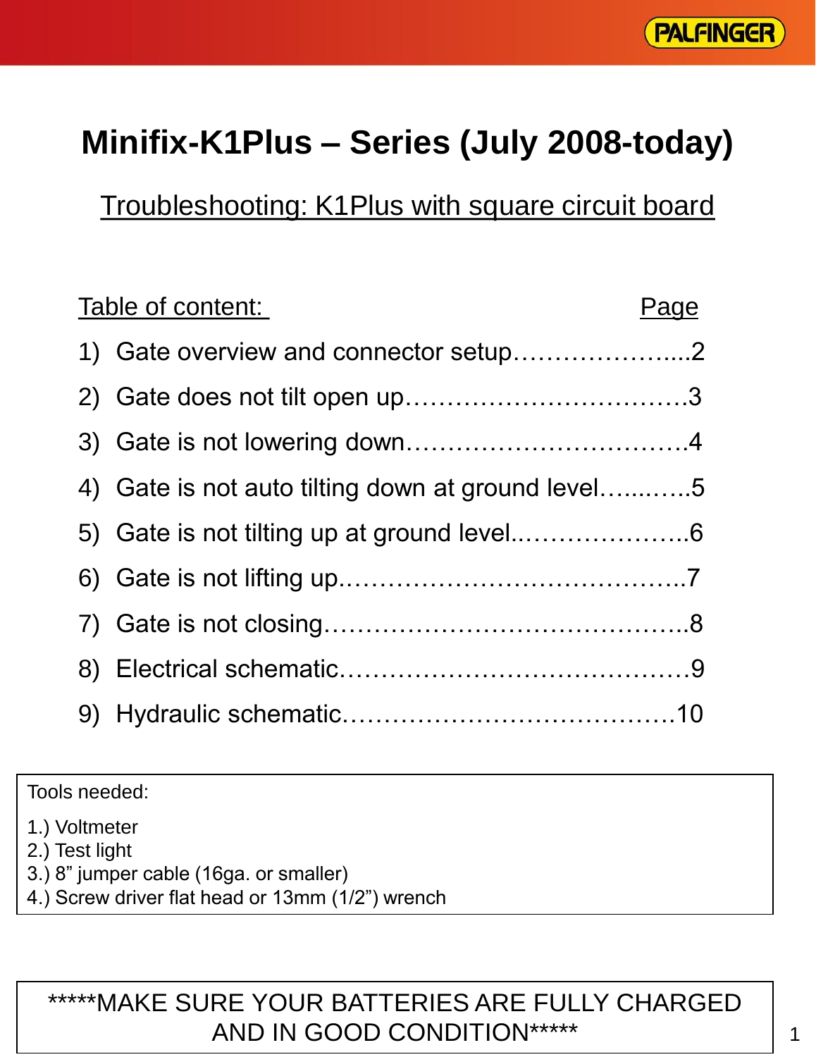# Minifix-K1Plus – Series (July 2008-today)

## Troubleshooting: K1Plus with square circuit board

| Table of content: | Page |
|---|---|
| 1) Gate overview and connector setup | 2 |
| 2) Gate does not tilt open up | 3 |
| 3) Gate is not lowering down | 4 |
| 4) Gate is not auto tilting down at ground level | 5 |
| 5) Gate is not tilting up at ground level | 6 |
| 6) Gate is not lifting up | 7 |
| 7) Gate is not closing | 8 |
| 8) Electrical schematic | 9 |
| 9) Hydraulic schematic | 10 |

Tools needed:

1.) Voltmeter
2.) Test light
3.) 8" jumper cable (16ga. or smaller)
4.) Screw driver flat head or 13mm (1/2") wrench

*****MAKE SURE YOUR BATTERIES ARE FULLY CHARGED AND IN GOOD CONDITION*****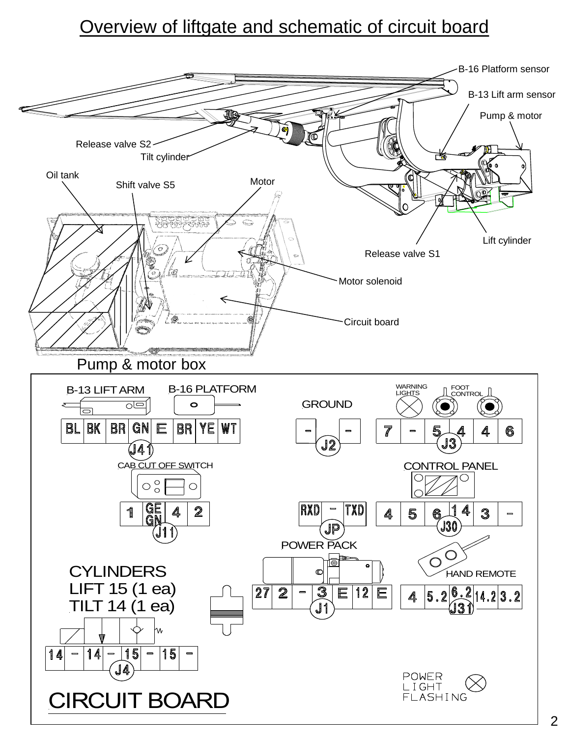# Overview of liftgate and schematic of circuit board

B-16 Platform sensor

B-13 Lift arm sensor

Pump & motor

Release valve S2

Tilt cylinder

Oil tank

Shift valve S5

Motor

Lift cylinder

Release valve S1

Motor solenoid

Circuit board

Pump & motor box

B-13 LIFT ARM

B-16 PLATFORM

| BL | BK | BR | GN | E | BR | YE | WT |
|---|---|---|---|---|---|---|---|

J41

GROUND

| - | - |
|---|---|

J2

WARNING LIGHTS

FOOT CONTROL

| 7 | - | 5 | 4 | 4 | 6 |
|---|---|---|---|---|---|

J3

CAB CUT OFF SWITCH

| 1 | GE GN | 4 | 2 |
|---|---|---|---|

J11

| RXD | - | TXD |
|---|---|---|

JP

CONTROL PANEL

| 4 | 5 | 6 | 14 | 3 | - |
|---|---|---|---|---|---|

J30

POWER PACK

| 27 | 2 | - | 3 | E | 12 | E |
|---|---|---|---|---|---|---|

J1

HAND REMOTE

| 4 | 5.2 | 6.2 | 14.2 | 3.2 |
|---|---|---|---|---|

J31

CYLINDERS
LIFT 15 (1 ea)
TILT 14 (1 ea)

| 14 | - | 14 | - | 15 | - | 15 | - |
|---|---|---|---|---|---|---|---|

J4

POWER LIGHT FLASHING

CIRCUIT BOARD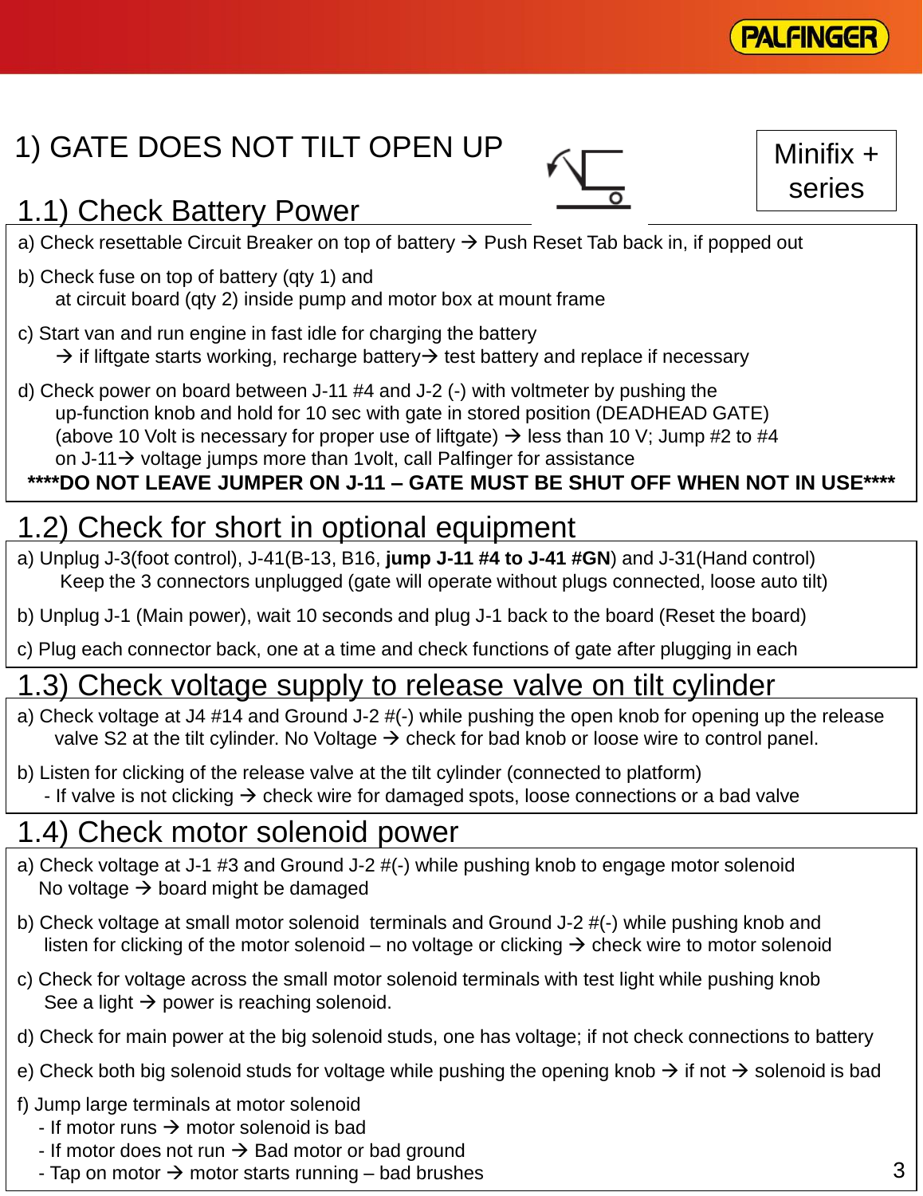# 1) GATE DOES NOT TILT OPEN UP

Minifix + series

## 1.1) Check Battery Power

a) Check resettable Circuit Breaker on top of battery → Push Reset Tab back in, if popped out

b) Check fuse on top of battery (qty 1) and
   at circuit board (qty 2) inside pump and motor box at mount frame

c) Start van and run engine in fast idle for charging the battery
   → if liftgate starts working, recharge battery→ test battery and replace if necessary

d) Check power on board between J-11 #4 and J-2 (-) with voltmeter by pushing the
   up-function knob and hold for 10 sec with gate in stored position (DEADHEAD GATE)
   (above 10 Volt is necessary for proper use of liftgate) → less than 10 V; Jump #2 to #4
   on J-11→ voltage jumps more than 1volt, call Palfinger for assistance

**\*\*\*\*DO NOT LEAVE JUMPER ON J-11 – GATE MUST BE SHUT OFF WHEN NOT IN USE\*\*\*\***

## 1.2) Check for short in optional equipment

a) Unplug J-3(foot control), J-41(B-13, B16, **jump J-11 #4 to J-41 #GN**) and J-31(Hand control)
   Keep the 3 connectors unplugged (gate will operate without plugs connected, loose auto tilt)

b) Unplug J-1 (Main power), wait 10 seconds and plug J-1 back to the board (Reset the board)

c) Plug each connector back, one at a time and check functions of gate after plugging in each

## 1.3) Check voltage supply to release valve on tilt cylinder

a) Check voltage at J4 #14 and Ground J-2 #(-) while pushing the open knob for opening up the release
   valve S2 at the tilt cylinder. No Voltage → check for bad knob or loose wire to control panel.

b) Listen for clicking of the release valve at the tilt cylinder (connected to platform)
   - If valve is not clicking → check wire for damaged spots, loose connections or a bad valve

## 1.4) Check motor solenoid power

a) Check voltage at J-1 #3 and Ground J-2 #(-) while pushing knob to engage motor solenoid
   No voltage → board might be damaged

b) Check voltage at small motor solenoid terminals and Ground J-2 #(-) while pushing knob and
   listen for clicking of the motor solenoid – no voltage or clicking → check wire to motor solenoid

c) Check for voltage across the small motor solenoid terminals with test light while pushing knob
   See a light → power is reaching solenoid.

d) Check for main power at the big solenoid studs, one has voltage; if not check connections to battery

e) Check both big solenoid studs for voltage while pushing the opening knob → if not → solenoid is bad

f) Jump large terminals at motor solenoid
   - If motor runs → motor solenoid is bad
   - If motor does not run → Bad motor or bad ground
   - Tap on motor → motor starts running – bad brushes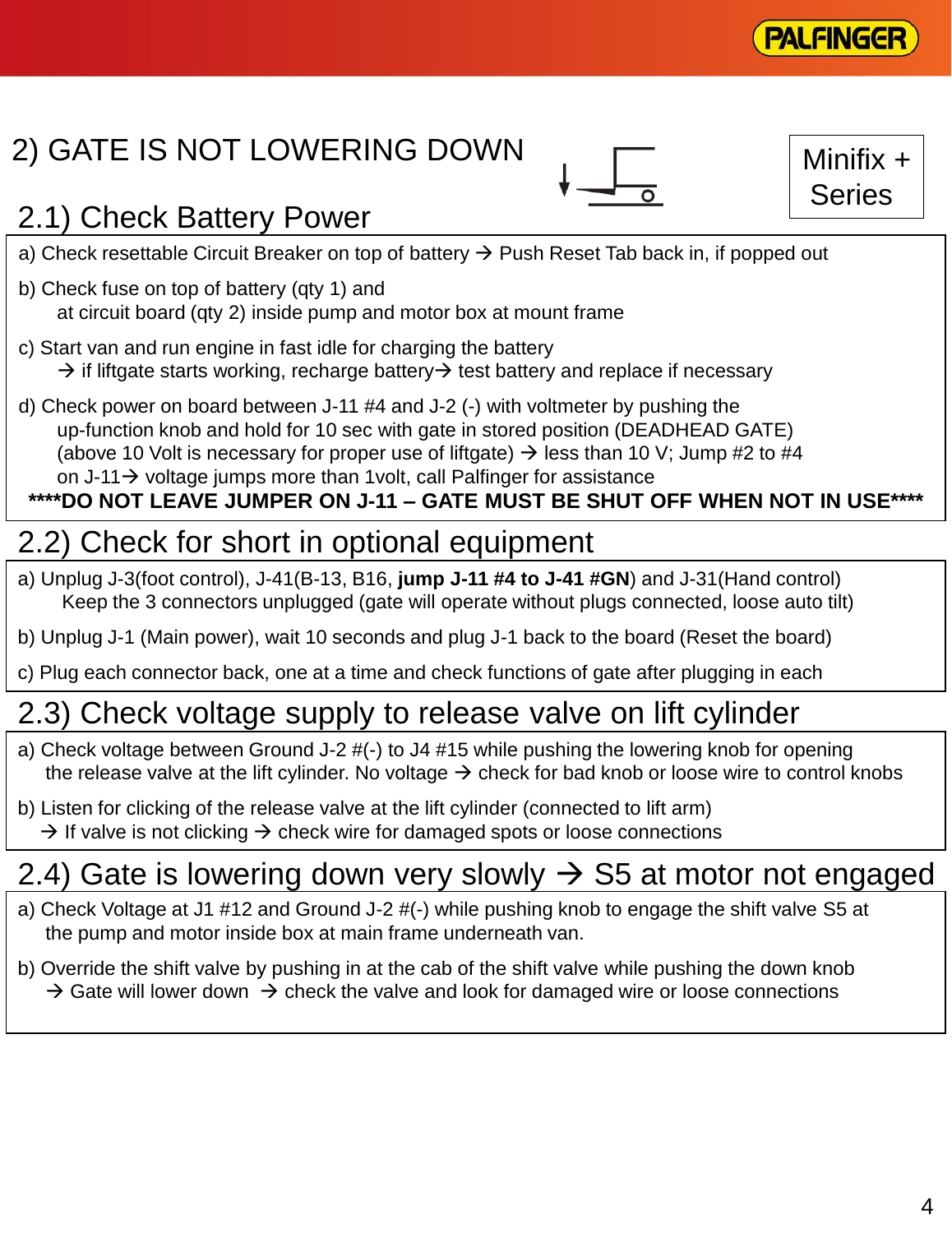## 2) GATE IS NOT LOWERING DOWN

Minifix + Series

### 2.1) Check Battery Power

a) Check resettable Circuit Breaker on top of battery → Push Reset Tab back in, if popped out

b) Check fuse on top of battery (qty 1) and
at circuit board (qty 2) inside pump and motor box at mount frame

c) Start van and run engine in fast idle for charging the battery
→ if liftgate starts working, recharge battery→ test battery and replace if necessary

d) Check power on board between J-11 #4 and J-2 (-) with voltmeter by pushing the
up-function knob and hold for 10 sec with gate in stored position (DEADHEAD GATE)
(above 10 Volt is necessary for proper use of liftgate) → less than 10 V; Jump #2 to #4
on J-11→ voltage jumps more than 1volt, call Palfinger for assistance

**\*\*\*\*DO NOT LEAVE JUMPER ON J-11 – GATE MUST BE SHUT OFF WHEN NOT IN USE\*\*\*\***

### 2.2) Check for short in optional equipment

a) Unplug J-3(foot control), J-41(B-13, B16, **jump J-11 #4 to J-41 #GN**) and J-31(Hand control)
Keep the 3 connectors unplugged (gate will operate without plugs connected, loose auto tilt)

b) Unplug J-1 (Main power), wait 10 seconds and plug J-1 back to the board (Reset the board)

c) Plug each connector back, one at a time and check functions of gate after plugging in each

### 2.3) Check voltage supply to release valve on lift cylinder

a) Check voltage between Ground J-2 #(-) to J4 #15 while pushing the lowering knob for opening
the release valve at the lift cylinder. No voltage → check for bad knob or loose wire to control knobs

b) Listen for clicking of the release valve at the lift cylinder (connected to lift arm)
→ If valve is not clicking → check wire for damaged spots or loose connections

### 2.4) Gate is lowering down very slowly → S5 at motor not engaged

a) Check Voltage at J1 #12 and Ground J-2 #(-) while pushing knob to engage the shift valve S5 at
the pump and motor inside box at main frame underneath van.

b) Override the shift valve by pushing in at the cab of the shift valve while pushing the down knob
→ Gate will lower down → check the valve and look for damaged wire or loose connections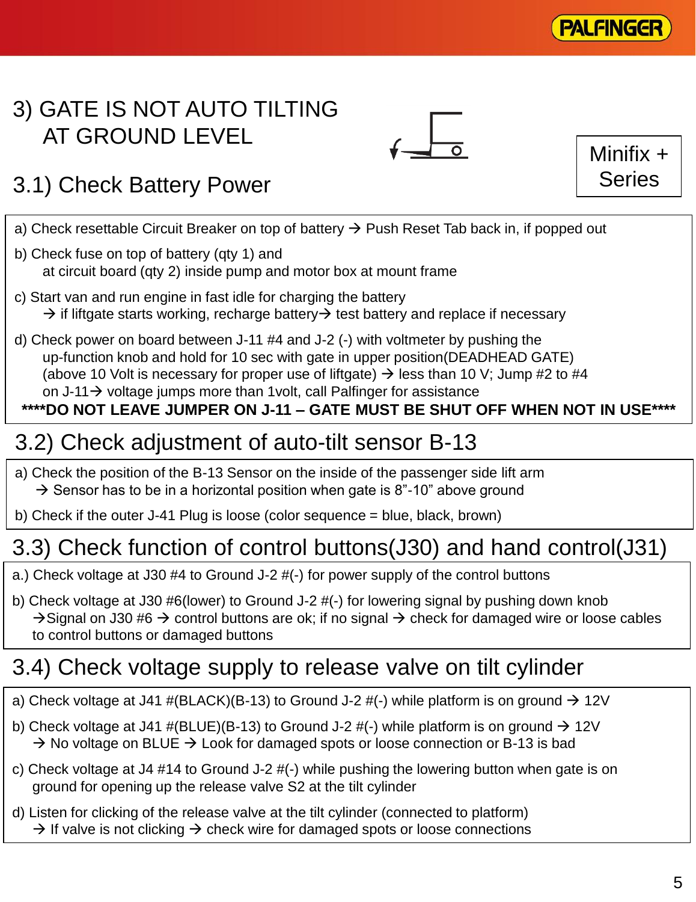# 3) GATE IS NOT AUTO TILTING AT GROUND LEVEL

Minifix + Series

## 3.1) Check Battery Power

a) Check resettable Circuit Breaker on top of battery → Push Reset Tab back in, if popped out

b) Check fuse on top of battery (qty 1) and
at circuit board (qty 2) inside pump and motor box at mount frame

c) Start van and run engine in fast idle for charging the battery
→ if liftgate starts working, recharge battery→ test battery and replace if necessary

d) Check power on board between J-11 #4 and J-2 (-) with voltmeter by pushing the up-function knob and hold for 10 sec with gate in upper position(DEADHEAD GATE) (above 10 Volt is necessary for proper use of liftgate) → less than 10 V; Jump #2 to #4 on J-11→ voltage jumps more than 1volt, call Palfinger for assistance

**\*\*\*\*DO NOT LEAVE JUMPER ON J-11 – GATE MUST BE SHUT OFF WHEN NOT IN USE\*\*\*\***

## 3.2) Check adjustment of auto-tilt sensor B-13

a) Check the position of the B-13 Sensor on the inside of the passenger side lift arm
→ Sensor has to be in a horizontal position when gate is 8”-10” above ground

b) Check if the outer J-41 Plug is loose (color sequence = blue, black, brown)

## 3.3) Check function of control buttons(J30) and hand control(J31)

a.) Check voltage at J30 #4 to Ground J-2 #(-) for power supply of the control buttons

b) Check voltage at J30 #6(lower) to Ground J-2 #(-) for lowering signal by pushing down knob
→Signal on J30 #6 → control buttons are ok; if no signal → check for damaged wire or loose cables to control buttons or damaged buttons

## 3.4) Check voltage supply to release valve on tilt cylinder

a) Check voltage at J41 #(BLACK)(B-13) to Ground J-2 #(-) while platform is on ground → 12V

b) Check voltage at J41 #(BLUE)(B-13) to Ground J-2 #(-) while platform is on ground → 12V
→ No voltage on BLUE → Look for damaged spots or loose connection or B-13 is bad

c) Check voltage at J4 #14 to Ground J-2 #(-) while pushing the lowering button when gate is on ground for opening up the release valve S2 at the tilt cylinder

d) Listen for clicking of the release valve at the tilt cylinder (connected to platform)
→ If valve is not clicking → check wire for damaged spots or loose connections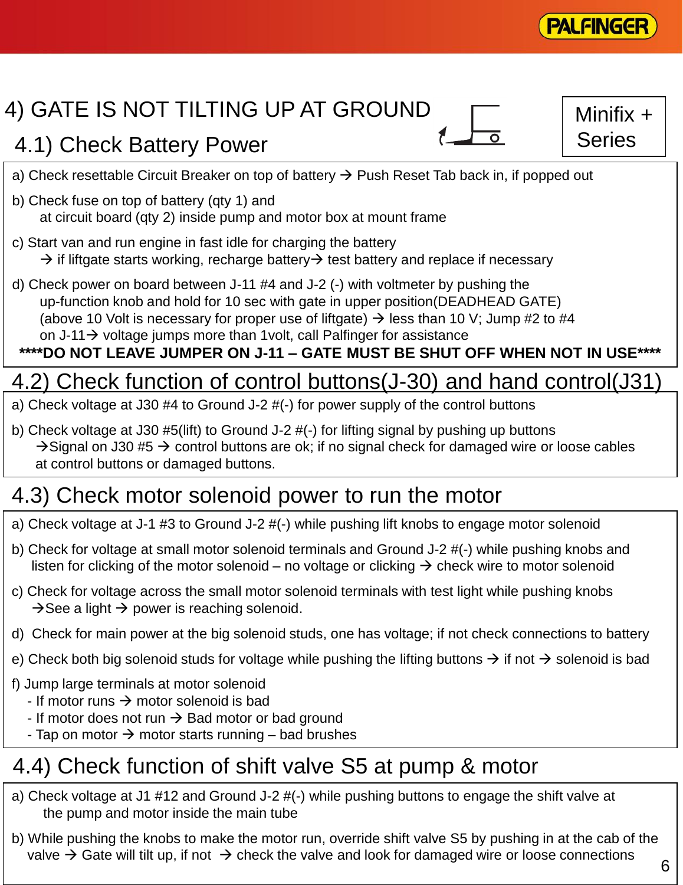# 4) GATE IS NOT TILTING UP AT GROUND

Minifix + Series

## 4.1) Check Battery Power

a) Check resettable Circuit Breaker on top of battery → Push Reset Tab back in, if popped out

b) Check fuse on top of battery (qty 1) and
at circuit board (qty 2) inside pump and motor box at mount frame

c) Start van and run engine in fast idle for charging the battery
→ if liftgate starts working, recharge battery→ test battery and replace if necessary

d) Check power on board between J-11 #4 and J-2 (-) with voltmeter by pushing the
up-function knob and hold for 10 sec with gate in upper position(DEADHEAD GATE)
(above 10 Volt is necessary for proper use of liftgate) → less than 10 V; Jump #2 to #4
on J-11→ voltage jumps more than 1volt, call Palfinger for assistance

**\*\*\*\*DO NOT LEAVE JUMPER ON J-11 – GATE MUST BE SHUT OFF WHEN NOT IN USE\*\*\*\***

## 4.2) Check function of control buttons(J-30) and hand control(J31)

a) Check voltage at J30 #4 to Ground J-2 #(-) for power supply of the control buttons

b) Check voltage at J30 #5(lift) to Ground J-2 #(-) for lifting signal by pushing up buttons
→Signal on J30 #5 → control buttons are ok; if no signal check for damaged wire or loose cables
at control buttons or damaged buttons.

## 4.3) Check motor solenoid power to run the motor

a) Check voltage at J-1 #3 to Ground J-2 #(-) while pushing lift knobs to engage motor solenoid

b) Check for voltage at small motor solenoid terminals and Ground J-2 #(-) while pushing knobs and
listen for clicking of the motor solenoid – no voltage or clicking → check wire to motor solenoid

c) Check for voltage across the small motor solenoid terminals with test light while pushing knobs
→See a light → power is reaching solenoid.

d) Check for main power at the big solenoid studs, one has voltage; if not check connections to battery

e) Check both big solenoid studs for voltage while pushing the lifting buttons → if not → solenoid is bad

f) Jump large terminals at motor solenoid
- If motor runs → motor solenoid is bad
- If motor does not run → Bad motor or bad ground
- Tap on motor → motor starts running – bad brushes

## 4.4) Check function of shift valve S5 at pump & motor

a) Check voltage at J1 #12 and Ground J-2 #(-) while pushing buttons to engage the shift valve at
the pump and motor inside the main tube

b) While pushing the knobs to make the motor run, override shift valve S5 by pushing in at the cab of the
valve → Gate will tilt up, if not → check the valve and look for damaged wire or loose connections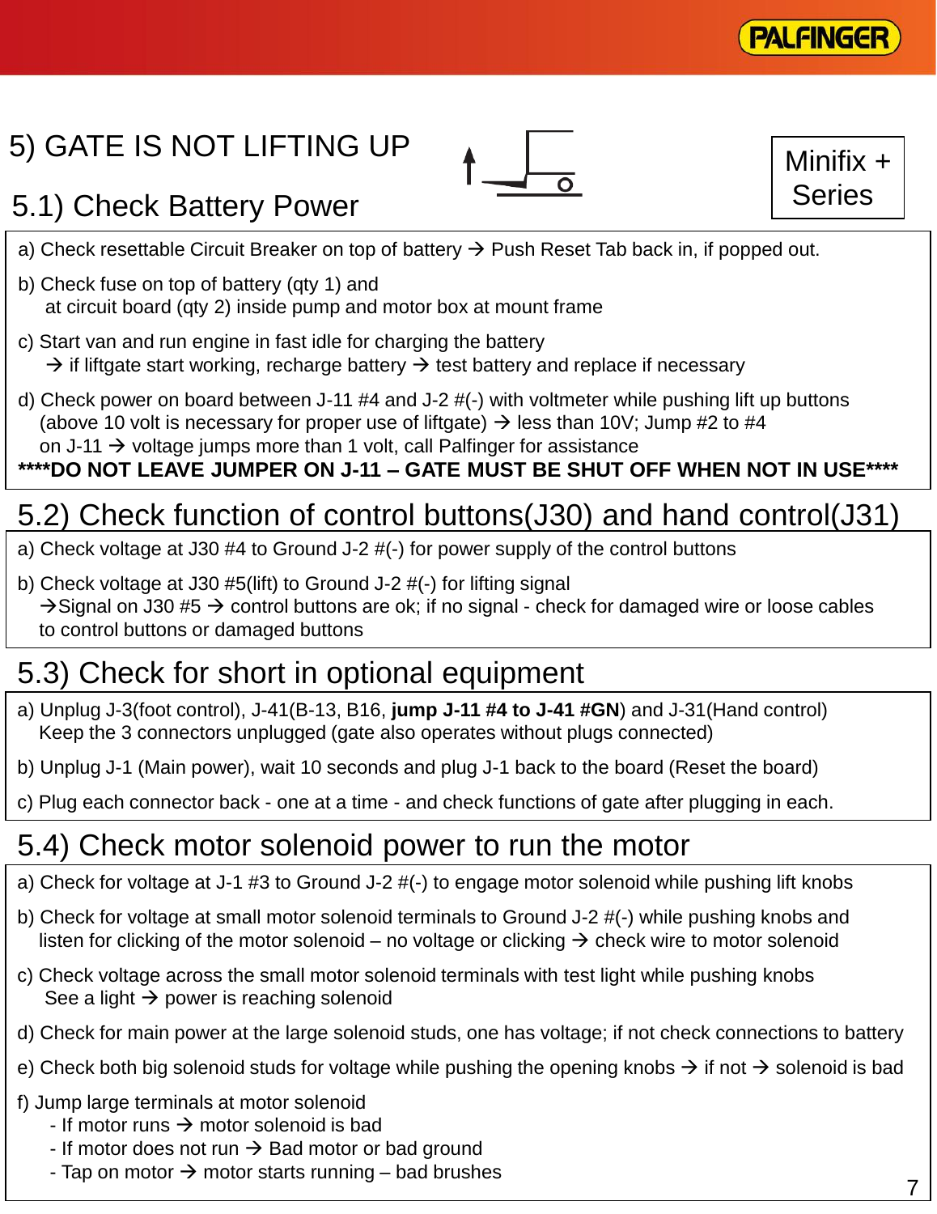## 5) GATE IS NOT LIFTING UP

Minifix + Series

### 5.1) Check Battery Power

a) Check resettable Circuit Breaker on top of battery → Push Reset Tab back in, if popped out.

b) Check fuse on top of battery (qty 1) and
at circuit board (qty 2) inside pump and motor box at mount frame

c) Start van and run engine in fast idle for charging the battery
→ if liftgate start working, recharge battery → test battery and replace if necessary

d) Check power on board between J-11 #4 and J-2 #(-) with voltmeter while pushing lift up buttons
(above 10 volt is necessary for proper use of liftgate) → less than 10V; Jump #2 to #4
on J-11 → voltage jumps more than 1 volt, call Palfinger for assistance

**\*\*\*\*DO NOT LEAVE JUMPER ON J-11 – GATE MUST BE SHUT OFF WHEN NOT IN USE\*\*\*\***

### 5.2) Check function of control buttons(J30) and hand control(J31)

a) Check voltage at J30 #4 to Ground J-2 #(-) for power supply of the control buttons

b) Check voltage at J30 #5(lift) to Ground J-2 #(-) for lifting signal
→Signal on J30 #5 → control buttons are ok; if no signal - check for damaged wire or loose cables
to control buttons or damaged buttons

### 5.3) Check for short in optional equipment

a) Unplug J-3(foot control), J-41(B-13, B16, **jump J-11 #4 to J-41 #GN**) and J-31(Hand control)
Keep the 3 connectors unplugged (gate also operates without plugs connected)

b) Unplug J-1 (Main power), wait 10 seconds and plug J-1 back to the board (Reset the board)

c) Plug each connector back - one at a time - and check functions of gate after plugging in each.

### 5.4) Check motor solenoid power to run the motor

a) Check for voltage at J-1 #3 to Ground J-2 #(-) to engage motor solenoid while pushing lift knobs

b) Check for voltage at small motor solenoid terminals to Ground J-2 #(-) while pushing knobs and
listen for clicking of the motor solenoid – no voltage or clicking → check wire to motor solenoid

c) Check voltage across the small motor solenoid terminals with test light while pushing knobs
See a light → power is reaching solenoid

d) Check for main power at the large solenoid studs, one has voltage; if not check connections to battery

e) Check both big solenoid studs for voltage while pushing the opening knobs → if not → solenoid is bad

f) Jump large terminals at motor solenoid
- If motor runs → motor solenoid is bad
- If motor does not run → Bad motor or bad ground
- Tap on motor → motor starts running – bad brushes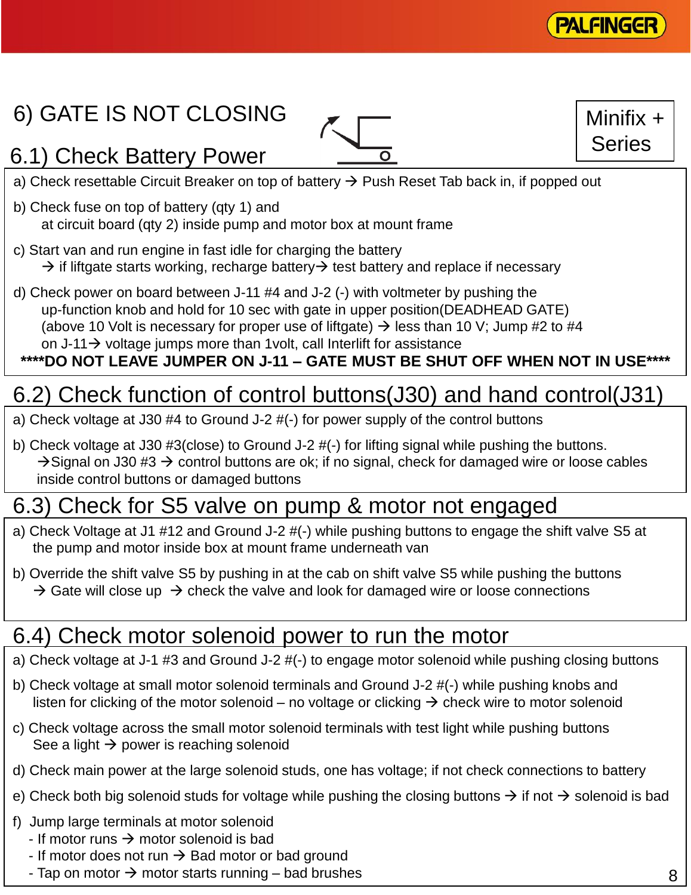# 6) GATE IS NOT CLOSING

**Minifix + Series**

## 6.1) Check Battery Power

a) Check resettable Circuit Breaker on top of battery → Push Reset Tab back in, if popped out

b) Check fuse on top of battery (qty 1) and
at circuit board (qty 2) inside pump and motor box at mount frame

c) Start van and run engine in fast idle for charging the battery
→ if liftgate starts working, recharge battery→ test battery and replace if necessary

d) Check power on board between J-11 #4 and J-2 (-) with voltmeter by pushing the
up-function knob and hold for 10 sec with gate in upper position(DEADHEAD GATE)
(above 10 Volt is necessary for proper use of liftgate) → less than 10 V; Jump #2 to #4
on J-11→ voltage jumps more than 1volt, call Interlift for assistance

**\*\*\*\*DO NOT LEAVE JUMPER ON J-11 – GATE MUST BE SHUT OFF WHEN NOT IN USE\*\*\*\***

## 6.2) Check function of control buttons(J30) and hand control(J31)

a) Check voltage at J30 #4 to Ground J-2 #(-) for power supply of the control buttons

b) Check voltage at J30 #3(close) to Ground J-2 #(-) for lifting signal while pushing the buttons.
→Signal on J30 #3 → control buttons are ok; if no signal, check for damaged wire or loose cables inside control buttons or damaged buttons

## 6.3) Check for S5 valve on pump & motor not engaged

a) Check Voltage at J1 #12 and Ground J-2 #(-) while pushing buttons to engage the shift valve S5 at the pump and motor inside box at mount frame underneath van

b) Override the shift valve S5 by pushing in at the cab on shift valve S5 while pushing the buttons
→ Gate will close up → check the valve and look for damaged wire or loose connections

## 6.4) Check motor solenoid power to run the motor

a) Check voltage at J-1 #3 and Ground J-2 #(-) to engage motor solenoid while pushing closing buttons

b) Check voltage at small motor solenoid terminals and Ground J-2 #(-) while pushing knobs and listen for clicking of the motor solenoid – no voltage or clicking → check wire to motor solenoid

c) Check voltage across the small motor solenoid terminals with test light while pushing buttons
See a light → power is reaching solenoid

d) Check main power at the large solenoid studs, one has voltage; if not check connections to battery

e) Check both big solenoid studs for voltage while pushing the closing buttons → if not → solenoid is bad

f) Jump large terminals at motor solenoid
- If motor runs → motor solenoid is bad
- If motor does not run → Bad motor or bad ground
- Tap on motor → motor starts running – bad brushes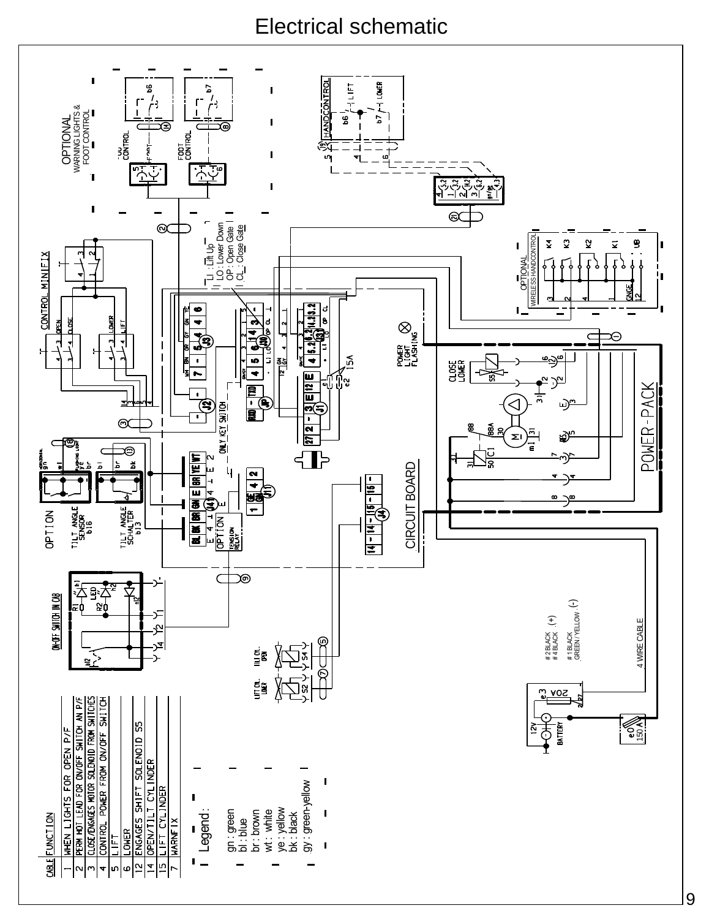# Electrical schematic

| CABLE | FUNCTION |
|---|---|
| 1 | WHEN LIGHTS FOR OPEN P/F |
| 2 | PERM HOT LEAD FOR ON/OFF SWITCH AN P/F |
| 3 | CLOSE/ENGAGES MOTOR SOLENOID FROM SWITCHES |
| 4 | CONTROL POWER FROM ON/OFF SWITCH |
| 5 | LIFT |
| 6 | LOWER |
| 12 | ENGAGES SHIFT SOLENOID S5 |
| 14 | OPEN/TILT CYLINDER |
| 15 | LIFT CYLINDER |
| 7 | WARNFIX |

Legend:

- gn : green
- bl : blue
- br : brown
- wt : white
- ye : yellow
- bk : black
- gy : green-yellow

LI : Lift Up
LO : Lower Down
OP : Open Gate
CL : Close Gate

OPTIONAL WARNING LIGHTS & FOOT CONTROL

OPTIONAL WIRELESS HANDCONTROL

CONTROL MINIFIX

HANDCONTROL

CIRCUIT BOARD

POWER-PACK

ON-OFF SWITCH IN CAB

OPTION

TILT ANGLE SENSOR b16

TILT ANGLE SCHALTER b13

ONLY KEY SWITCH

OPTION TENSION RELAY

POWER LIGHT FLASHING

CLOSE LOWER

TILT CYL. OPEN S4

LIFT CYL. LOWER S2

# 2 BLACK (+)
# 4 BLACK

# 1 BLACK
GREEN / YELLOW (-)

4 WIRE CABLE

12V BATTERY

20A e3

e0 150 A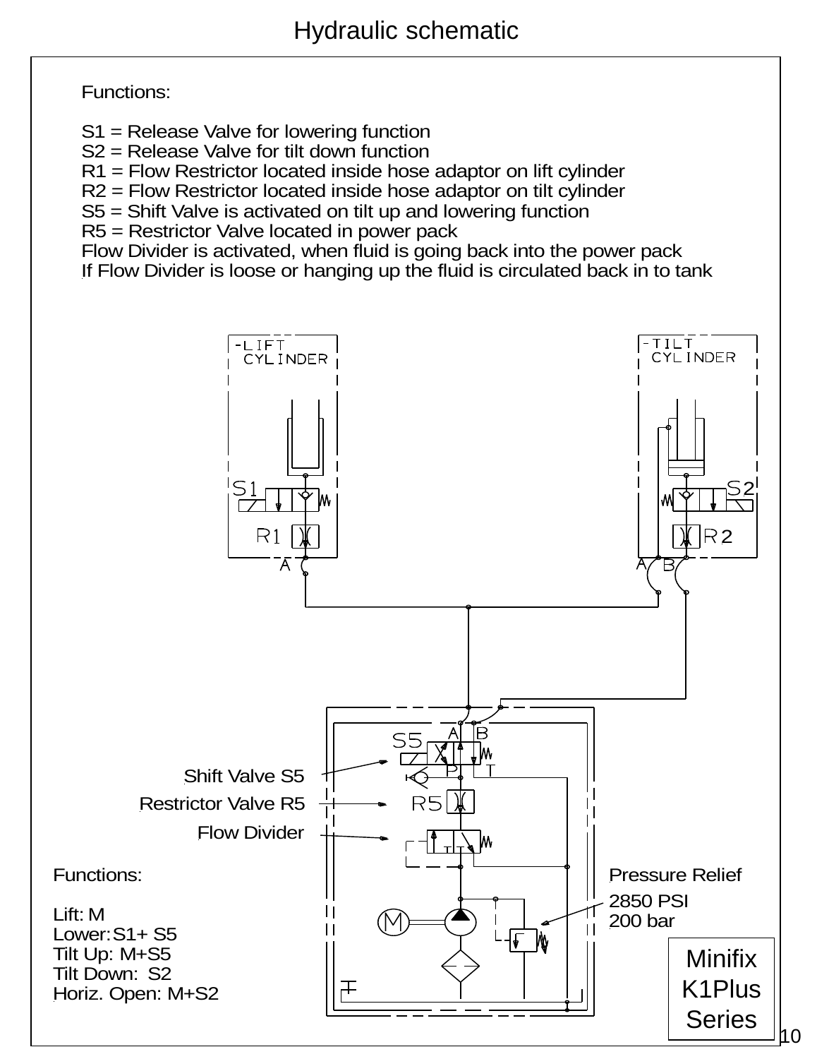# Hydraulic schematic

Functions:

S1 = Release Valve for lowering function
S2 = Release Valve for tilt down function
R1 = Flow Restrictor located inside hose adaptor on lift cylinder
R2 = Flow Restrictor located inside hose adaptor on tilt cylinder
S5 = Shift Valve is activated on tilt up and lowering function
R5 = Restrictor Valve located in power pack
Flow Divider is activated, when fluid is going back into the power pack
If Flow Divider is loose or hanging up the fluid is circulated back in to tank

-LIFT CYLINDER

S1

R1

A

-TILT CYLINDER

S2

R2

A B

A B

S5

P T

Shift Valve S5

Restrictor Valve R5

R5

Flow Divider

T

M

T

Pressure Relief

2850 PSI
200 bar

Functions:

Lift: M
Lower: S1+ S5
Tilt Up: M+S5
Tilt Down: S2
Horiz. Open: M+S2

Minifix
K1Plus
Series